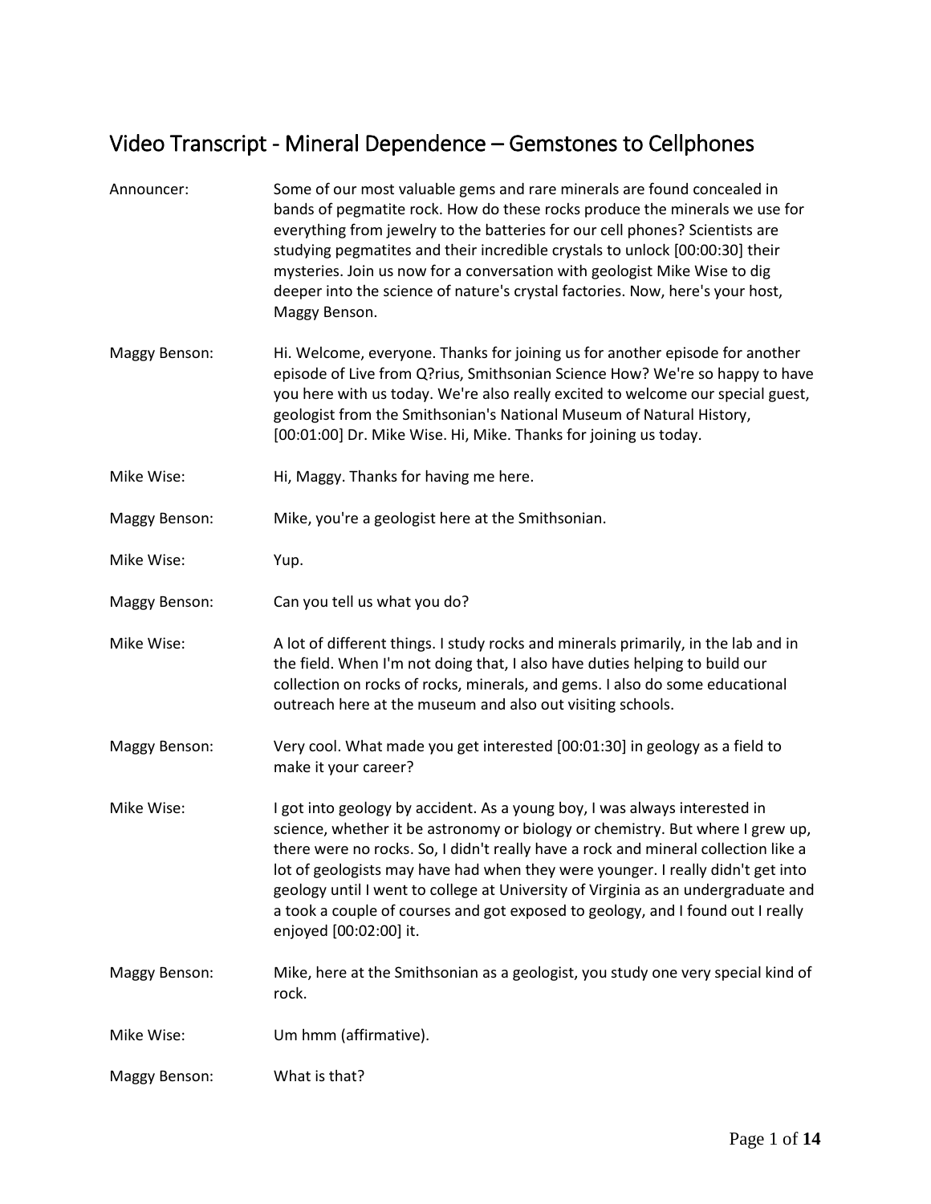# Video Transcript - Mineral Dependence – Gemstones to Cellphones

**Announcer:** Some of our most valuable gems and rare minerals are found concealed in bands of pegmatite rock. How do these rocks produce the minerals we use for everything from jewelry to the batteries for our cell phones? Scientists are studying pegmatites and their incredible crystals to unlock [00:00:30] their mysteries. Join us now for a conversation with geologist Mike Wise to dig deeper into the science of nature's crystal factories. Now, here's your host, Maggy Benson.

**Maggy Benson:** Hi. Welcome, everyone. Thanks for joining us for another episode for another episode of Live from Q?rius, Smithsonian Science How? We're so happy to have you here with us today. We're also really excited to welcome our special guest, geologist from the Smithsonian's National Museum of Natural History, [00:01:00] Dr. Mike Wise. Hi, Mike. Thanks for joining us today.

**Mike Wise:** Hi, Maggy. Thanks for having me here.

**Maggy Benson:** Mike, you're a geologist here at the Smithsonian.

**Mike Wise:** Yup.

**Maggy Benson:** Can you tell us what you do?

**Mike Wise:** A lot of different things. I study rocks and minerals primarily, in the lab and in the field. When I'm not doing that, I also have duties helping to build our collection on rocks of rocks, minerals, and gems. I also do some educational outreach here at the museum and also out visiting schools.

**Maggy Benson:** Very cool. What made you get interested [00:01:30] in geology as a field to make it your career?

**Mike Wise:** I got into geology by accident. As a young boy, I was always interested in science, whether it be astronomy or biology or chemistry. But where I grew up, there were no rocks. So, I didn't really have a rock and mineral collection like a lot of geologists may have had when they were younger. I really didn't get into geology until I went to college at University of Virginia as an undergraduate and a took a couple of courses and got exposed to geology, and I found out I really enjoyed [00:02:00] it.

**Maggy Benson:** Mike, here at the Smithsonian as a geologist, you study one very special kind of rock.

**Mike Wise:** Um hmm (affirmative).

**Maggy Benson:** What is that?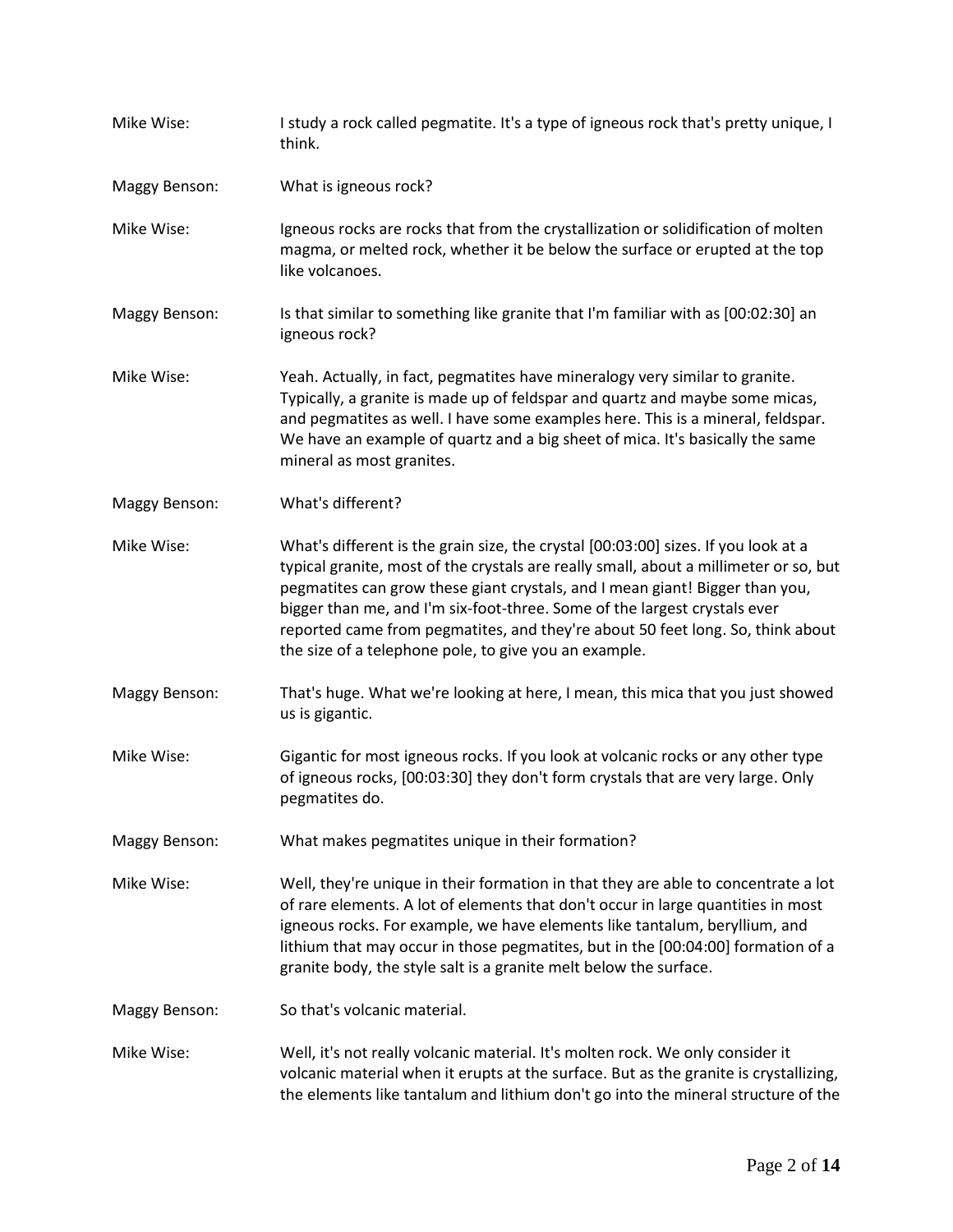Mike Wise: I study a rock called pegmatite. It's a type of igneous rock that's pretty unique, I think.

Maggy Benson: What is igneous rock?

Mike Wise: Igneous rocks are rocks that from the crystallization or solidification of molten magma, or melted rock, whether it be below the surface or erupted at the top like volcanoes.

Maggy Benson: Is that similar to something like granite that I'm familiar with as [00:02:30] an igneous rock?

Mike Wise: Yeah. Actually, in fact, pegmatites have mineralogy very similar to granite. Typically, a granite is made up of feldspar and quartz and maybe some micas, and pegmatites as well. I have some examples here. This is a mineral, feldspar. We have an example of quartz and a big sheet of mica. It's basically the same mineral as most granites.

Maggy Benson: What's different?

Mike Wise: What's different is the grain size, the crystal [00:03:00] sizes. If you look at a typical granite, most of the crystals are really small, about a millimeter or so, but pegmatites can grow these giant crystals, and I mean giant! Bigger than you, bigger than me, and I'm six-foot-three. Some of the largest crystals ever reported came from pegmatites, and they're about 50 feet long. So, think about the size of a telephone pole, to give you an example.

Maggy Benson: That's huge. What we're looking at here, I mean, this mica that you just showed us is gigantic.

Mike Wise: Gigantic for most igneous rocks. If you look at volcanic rocks or any other type of igneous rocks, [00:03:30] they don't form crystals that are very large. Only pegmatites do.

Maggy Benson: What makes pegmatites unique in their formation?

Mike Wise: Well, they're unique in their formation in that they are able to concentrate a lot of rare elements. A lot of elements that don't occur in large quantities in most igneous rocks. For example, we have elements like tantalum, beryllium, and lithium that may occur in those pegmatites, but in the [00:04:00] formation of a granite body, the style salt is a granite melt below the surface.

Maggy Benson: So that's volcanic material.

Mike Wise: Well, it's not really volcanic material. It's molten rock. We only consider it volcanic material when it erupts at the surface. But as the granite is crystallizing, the elements like tantalum and lithium don't go into the mineral structure of the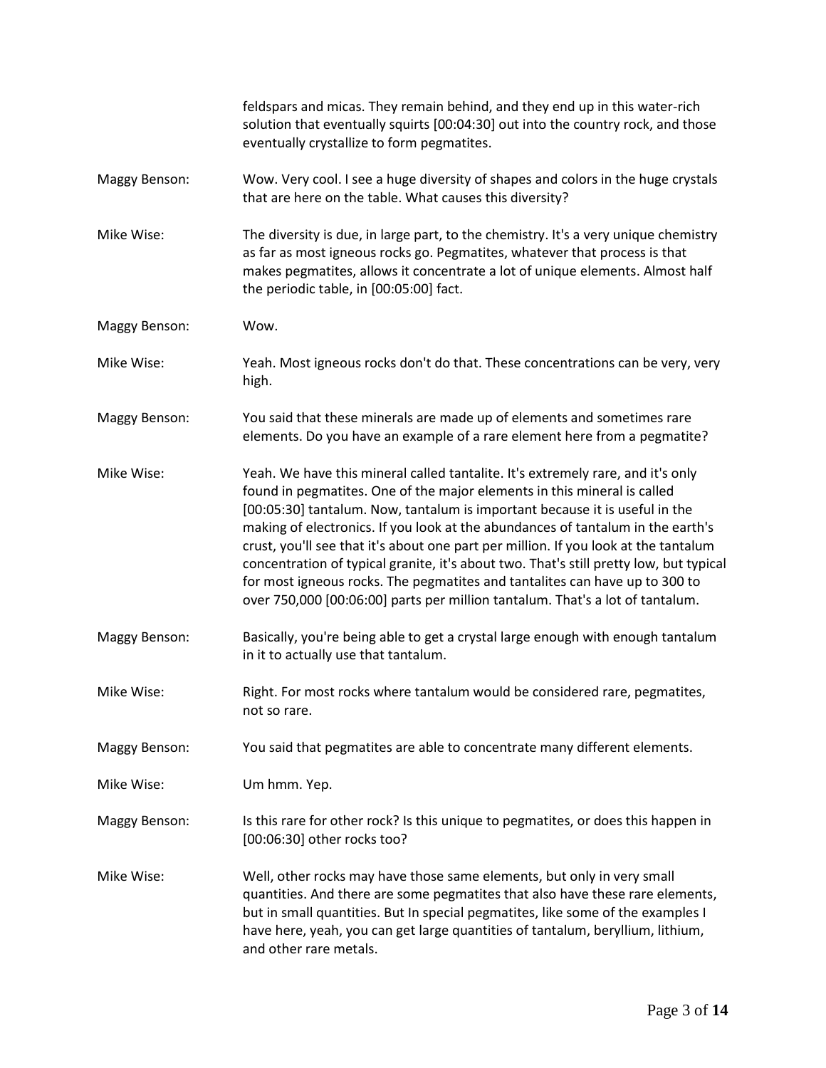feldspars and micas. They remain behind, and they end up in this water-rich solution that eventually squirts [00:04:30] out into the country rock, and those eventually crystallize to form pegmatites.

**Maggy Benson:** Wow. Very cool. I see a huge diversity of shapes and colors in the huge crystals that are here on the table. What causes this diversity?

**Mike Wise:** The diversity is due, in large part, to the chemistry. It's a very unique chemistry as far as most igneous rocks go. Pegmatites, whatever that process is that makes pegmatites, allows it concentrate a lot of unique elements. Almost half the periodic table, in [00:05:00] fact.

**Maggy Benson:** Wow.

**Mike Wise:** Yeah. Most igneous rocks don't do that. These concentrations can be very, very high.

**Maggy Benson:** You said that these minerals are made up of elements and sometimes rare elements. Do you have an example of a rare element here from a pegmatite?

**Mike Wise:** Yeah. We have this mineral called tantalite. It's extremely rare, and it's only found in pegmatites. One of the major elements in this mineral is called [00:05:30] tantalum. Now, tantalum is important because it is useful in the making of electronics. If you look at the abundances of tantalum in the earth's crust, you'll see that it's about one part per million. If you look at the tantalum concentration of typical granite, it's about two. That's still pretty low, but typical for most igneous rocks. The pegmatites and tantalites can have up to 300 to over 750,000 [00:06:00] parts per million tantalum. That's a lot of tantalum.

**Maggy Benson:** Basically, you're being able to get a crystal large enough with enough tantalum in it to actually use that tantalum.

**Mike Wise:** Right. For most rocks where tantalum would be considered rare, pegmatites, not so rare.

**Maggy Benson:** You said that pegmatites are able to concentrate many different elements.

**Mike Wise:** Um hmm. Yep.

**Maggy Benson:** Is this rare for other rock? Is this unique to pegmatites, or does this happen in [00:06:30] other rocks too?

**Mike Wise:** Well, other rocks may have those same elements, but only in very small quantities. And there are some pegmatites that also have these rare elements, but in small quantities. But In special pegmatites, like some of the examples I have here, yeah, you can get large quantities of tantalum, beryllium, lithium, and other rare metals.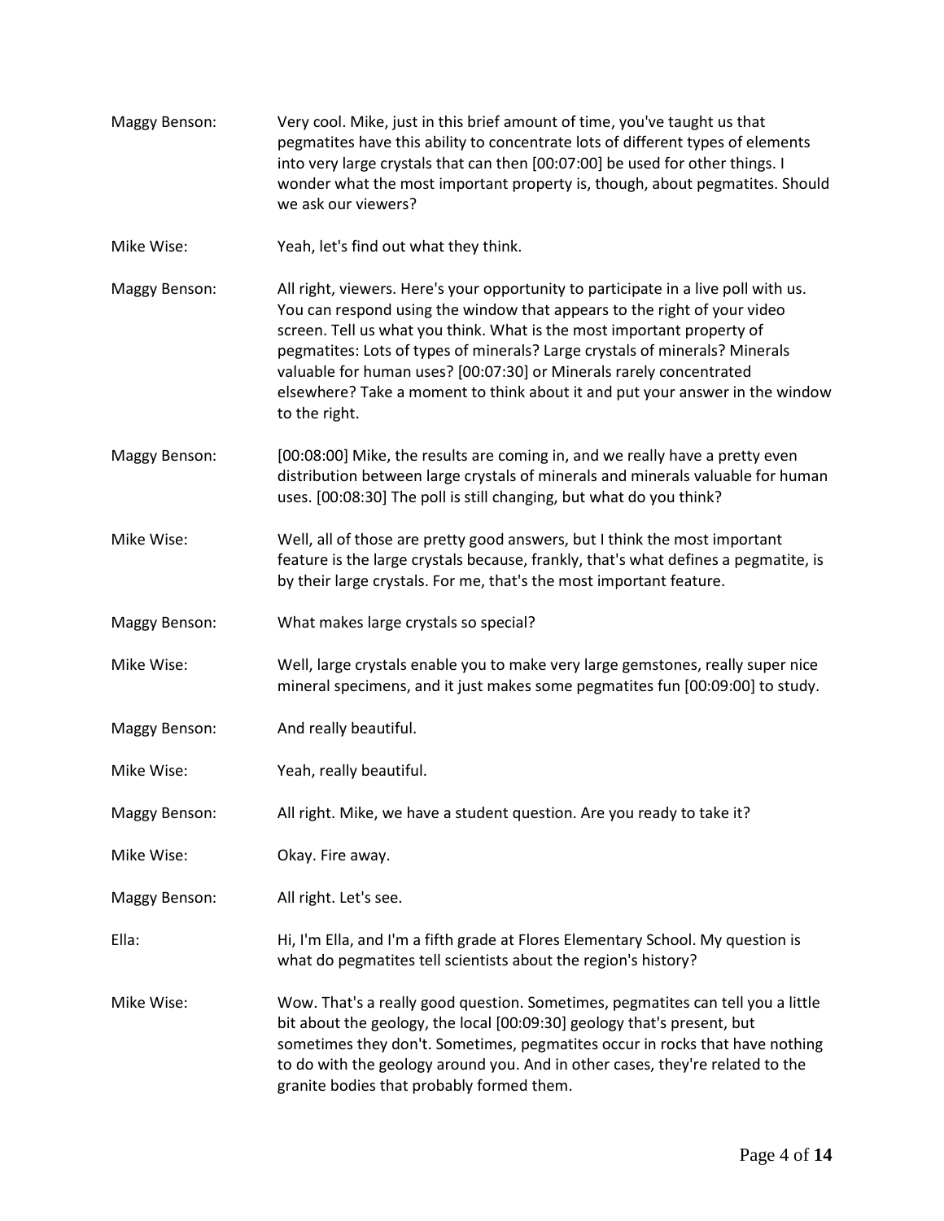Maggy Benson: Very cool. Mike, just in this brief amount of time, you've taught us that pegmatites have this ability to concentrate lots of different types of elements into very large crystals that can then [00:07:00] be used for other things. I wonder what the most important property is, though, about pegmatites. Should we ask our viewers?

Mike Wise: Yeah, let's find out what they think.

Maggy Benson: All right, viewers. Here's your opportunity to participate in a live poll with us. You can respond using the window that appears to the right of your video screen. Tell us what you think. What is the most important property of pegmatites: Lots of types of minerals? Large crystals of minerals? Minerals valuable for human uses? [00:07:30] or Minerals rarely concentrated elsewhere? Take a moment to think about it and put your answer in the window to the right.

Maggy Benson: [00:08:00] Mike, the results are coming in, and we really have a pretty even distribution between large crystals of minerals and minerals valuable for human uses. [00:08:30] The poll is still changing, but what do you think?

Mike Wise: Well, all of those are pretty good answers, but I think the most important feature is the large crystals because, frankly, that's what defines a pegmatite, is by their large crystals. For me, that's the most important feature.

Maggy Benson: What makes large crystals so special?

Mike Wise: Well, large crystals enable you to make very large gemstones, really super nice mineral specimens, and it just makes some pegmatites fun [00:09:00] to study.

Maggy Benson: And really beautiful.

Mike Wise: Yeah, really beautiful.

Maggy Benson: All right. Mike, we have a student question. Are you ready to take it?

Mike Wise: Okay. Fire away.

Maggy Benson: All right. Let's see.

Ella: Hi, I'm Ella, and I'm a fifth grade at Flores Elementary School. My question is what do pegmatites tell scientists about the region's history?

Mike Wise: Wow. That's a really good question. Sometimes, pegmatites can tell you a little bit about the geology, the local [00:09:30] geology that's present, but sometimes they don't. Sometimes, pegmatites occur in rocks that have nothing to do with the geology around you. And in other cases, they're related to the granite bodies that probably formed them.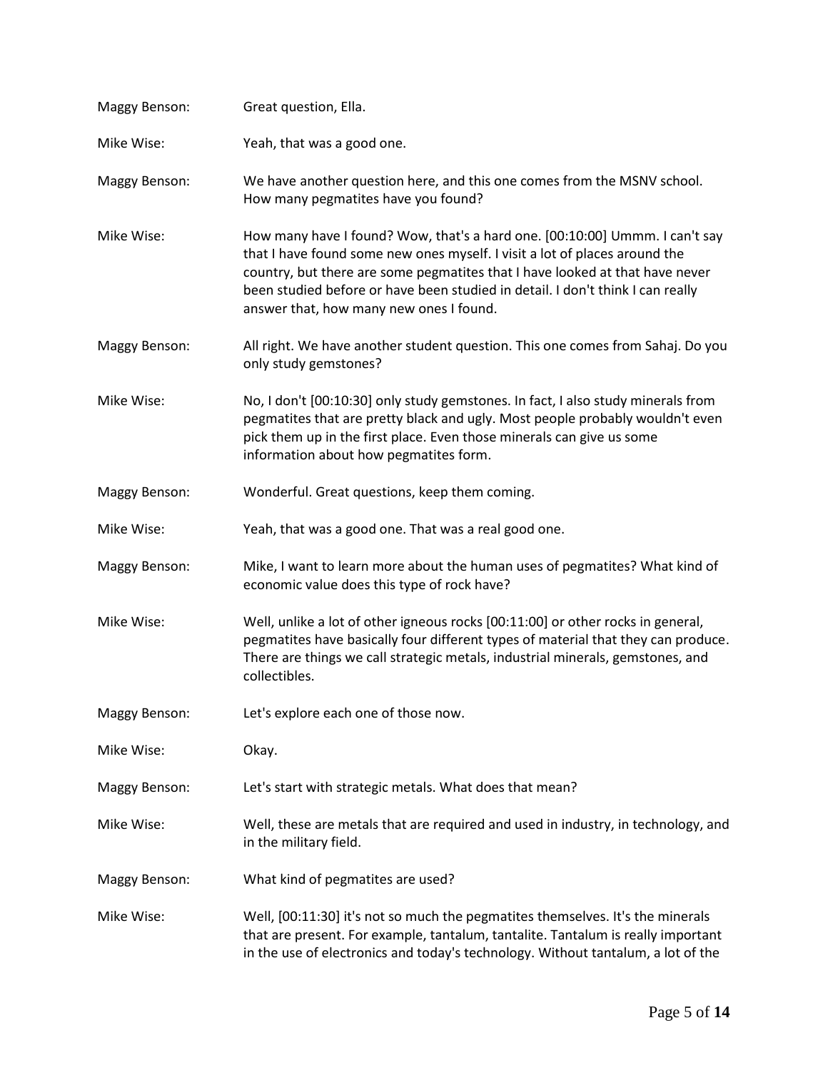Maggy Benson: Great question, Ella.

Mike Wise: Yeah, that was a good one.

Maggy Benson: We have another question here, and this one comes from the MSNV school. How many pegmatites have you found?

Mike Wise: How many have I found? Wow, that's a hard one. [00:10:00] Ummm. I can't say that I have found some new ones myself. I visit a lot of places around the country, but there are some pegmatites that I have looked at that have never been studied before or have been studied in detail. I don't think I can really answer that, how many new ones I found.

Maggy Benson: All right. We have another student question. This one comes from Sahaj. Do you only study gemstones?

Mike Wise: No, I don't [00:10:30] only study gemstones. In fact, I also study minerals from pegmatites that are pretty black and ugly. Most people probably wouldn't even pick them up in the first place. Even those minerals can give us some information about how pegmatites form.

Maggy Benson: Wonderful. Great questions, keep them coming.

Mike Wise: Yeah, that was a good one. That was a real good one.

Maggy Benson: Mike, I want to learn more about the human uses of pegmatites? What kind of economic value does this type of rock have?

Mike Wise: Well, unlike a lot of other igneous rocks [00:11:00] or other rocks in general, pegmatites have basically four different types of material that they can produce. There are things we call strategic metals, industrial minerals, gemstones, and collectibles.

Maggy Benson: Let's explore each one of those now.

Mike Wise: Okay.

Maggy Benson: Let's start with strategic metals. What does that mean?

Mike Wise: Well, these are metals that are required and used in industry, in technology, and in the military field.

Maggy Benson: What kind of pegmatites are used?

Mike Wise: Well, [00:11:30] it's not so much the pegmatites themselves. It's the minerals that are present. For example, tantalum, tantalite. Tantalum is really important in the use of electronics and today's technology. Without tantalum, a lot of the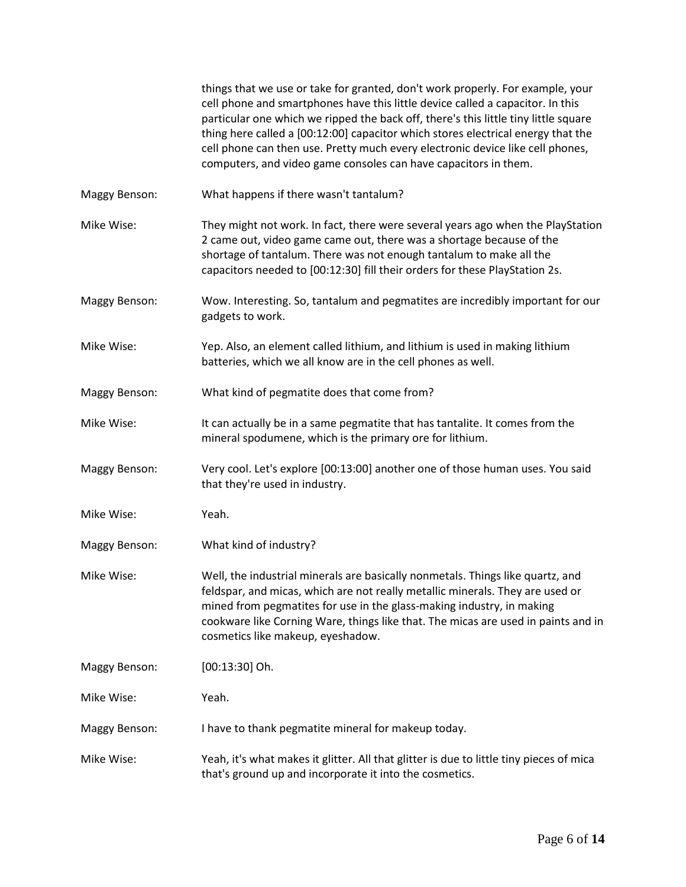things that we use or take for granted, don't work properly. For example, your cell phone and smartphones have this little device called a capacitor. In this particular one which we ripped the back off, there's this little tiny little square thing here called a [00:12:00] capacitor which stores electrical energy that the cell phone can then use. Pretty much every electronic device like cell phones, computers, and video game consoles can have capacitors in them.

Maggy Benson: What happens if there wasn't tantalum?

Mike Wise: They might not work. In fact, there were several years ago when the PlayStation 2 came out, video game came out, there was a shortage because of the shortage of tantalum. There was not enough tantalum to make all the capacitors needed to [00:12:30] fill their orders for these PlayStation 2s.

Maggy Benson: Wow. Interesting. So, tantalum and pegmatites are incredibly important for our gadgets to work.

Mike Wise: Yep. Also, an element called lithium, and lithium is used in making lithium batteries, which we all know are in the cell phones as well.

Maggy Benson: What kind of pegmatite does that come from?

Mike Wise: It can actually be in a same pegmatite that has tantalite. It comes from the mineral spodumene, which is the primary ore for lithium.

Maggy Benson: Very cool. Let's explore [00:13:00] another one of those human uses. You said that they're used in industry.

Mike Wise: Yeah.

Maggy Benson: What kind of industry?

Mike Wise: Well, the industrial minerals are basically nonmetals. Things like quartz, and feldspar, and micas, which are not really metallic minerals. They are used or mined from pegmatites for use in the glass-making industry, in making cookware like Corning Ware, things like that. The micas are used in paints and in cosmetics like makeup, eyeshadow.

Maggy Benson: [00:13:30] Oh.

Mike Wise: Yeah.

Maggy Benson: I have to thank pegmatite mineral for makeup today.

Mike Wise: Yeah, it's what makes it glitter. All that glitter is due to little tiny pieces of mica that's ground up and incorporate it into the cosmetics.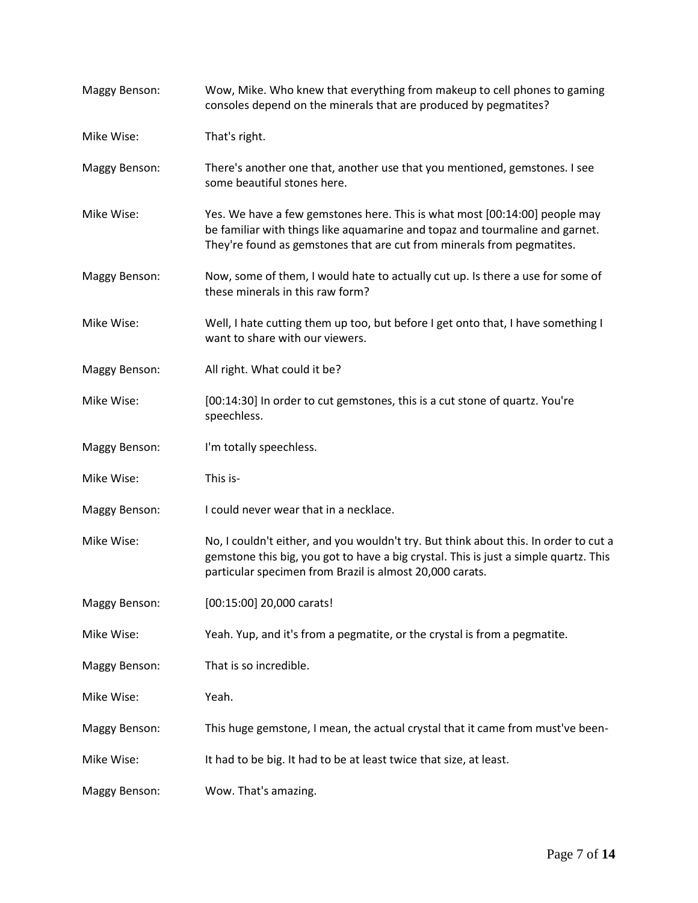Maggy Benson: Wow, Mike. Who knew that everything from makeup to cell phones to gaming consoles depend on the minerals that are produced by pegmatites?

Mike Wise: That's right.

Maggy Benson: There's another one that, another use that you mentioned, gemstones. I see some beautiful stones here.

Mike Wise: Yes. We have a few gemstones here. This is what most [00:14:00] people may be familiar with things like aquamarine and topaz and tourmaline and garnet. They're found as gemstones that are cut from minerals from pegmatites.

Maggy Benson: Now, some of them, I would hate to actually cut up. Is there a use for some of these minerals in this raw form?

Mike Wise: Well, I hate cutting them up too, but before I get onto that, I have something I want to share with our viewers.

Maggy Benson: All right. What could it be?

Mike Wise: [00:14:30] In order to cut gemstones, this is a cut stone of quartz. You're speechless.

Maggy Benson: I'm totally speechless.

Mike Wise: This is-

Maggy Benson: I could never wear that in a necklace.

Mike Wise: No, I couldn't either, and you wouldn't try. But think about this. In order to cut a gemstone this big, you got to have a big crystal. This is just a simple quartz. This particular specimen from Brazil is almost 20,000 carats.

Maggy Benson: [00:15:00] 20,000 carats!

Mike Wise: Yeah. Yup, and it's from a pegmatite, or the crystal is from a pegmatite.

Maggy Benson: That is so incredible.

Mike Wise: Yeah.

Maggy Benson: This huge gemstone, I mean, the actual crystal that it came from must've been-

Mike Wise: It had to be big. It had to be at least twice that size, at least.

Maggy Benson: Wow. That's amazing.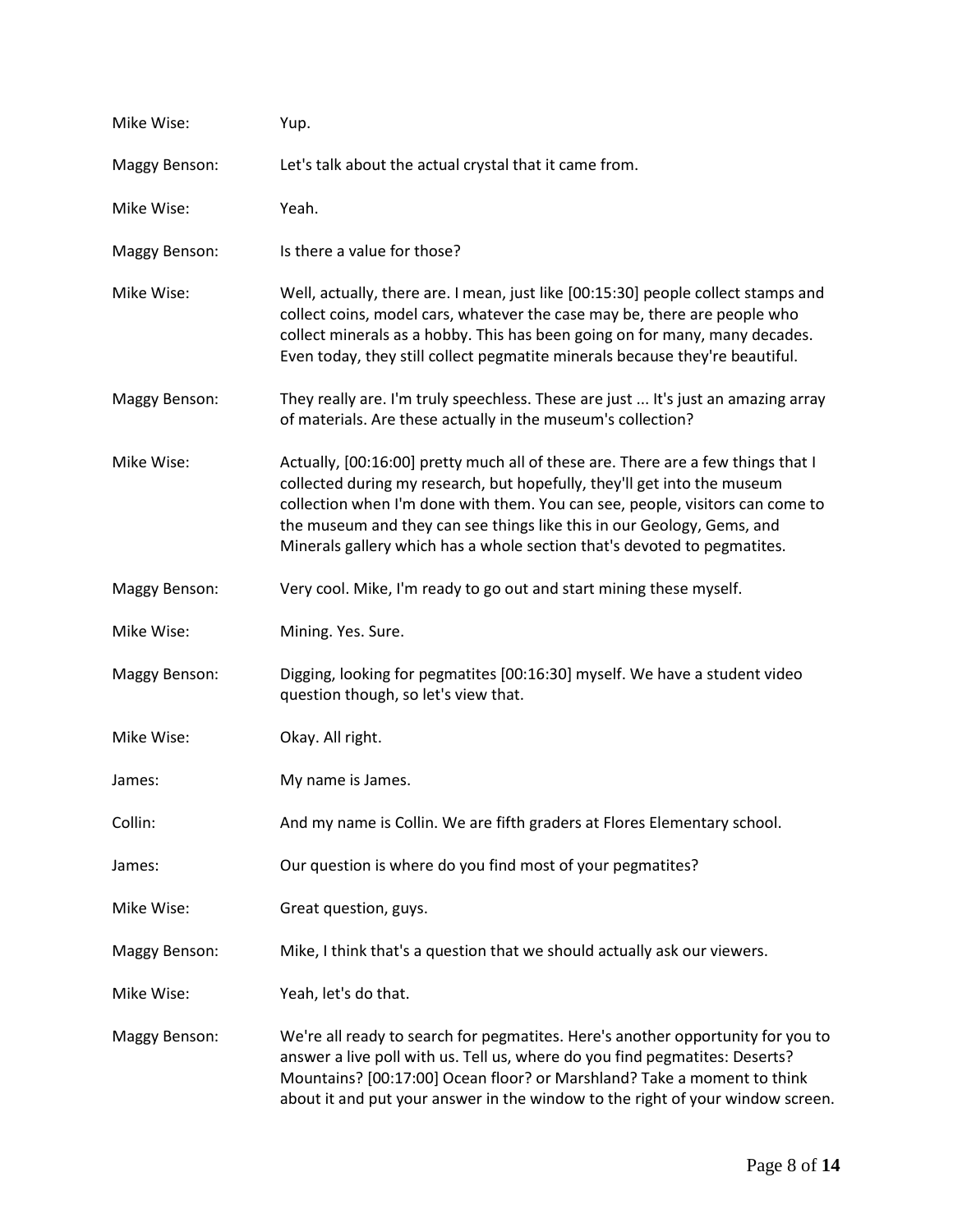Mike Wise: Yup.

Maggy Benson: Let's talk about the actual crystal that it came from.

Mike Wise: Yeah.

Maggy Benson: Is there a value for those?

Mike Wise: Well, actually, there are. I mean, just like [00:15:30] people collect stamps and collect coins, model cars, whatever the case may be, there are people who collect minerals as a hobby. This has been going on for many, many decades. Even today, they still collect pegmatite minerals because they're beautiful.

Maggy Benson: They really are. I'm truly speechless. These are just ... It's just an amazing array of materials. Are these actually in the museum's collection?

Mike Wise: Actually, [00:16:00] pretty much all of these are. There are a few things that I collected during my research, but hopefully, they'll get into the museum collection when I'm done with them. You can see, people, visitors can come to the museum and they can see things like this in our Geology, Gems, and Minerals gallery which has a whole section that's devoted to pegmatites.

Maggy Benson: Very cool. Mike, I'm ready to go out and start mining these myself.

Mike Wise: Mining. Yes. Sure.

Maggy Benson: Digging, looking for pegmatites [00:16:30] myself. We have a student video question though, so let's view that.

Mike Wise: Okay. All right.

James: My name is James.

Collin: And my name is Collin. We are fifth graders at Flores Elementary school.

James: Our question is where do you find most of your pegmatites?

Mike Wise: Great question, guys.

Maggy Benson: Mike, I think that's a question that we should actually ask our viewers.

Mike Wise: Yeah, let's do that.

Maggy Benson: We're all ready to search for pegmatites. Here's another opportunity for you to answer a live poll with us. Tell us, where do you find pegmatites: Deserts? Mountains? [00:17:00] Ocean floor? or Marshland? Take a moment to think about it and put your answer in the window to the right of your window screen.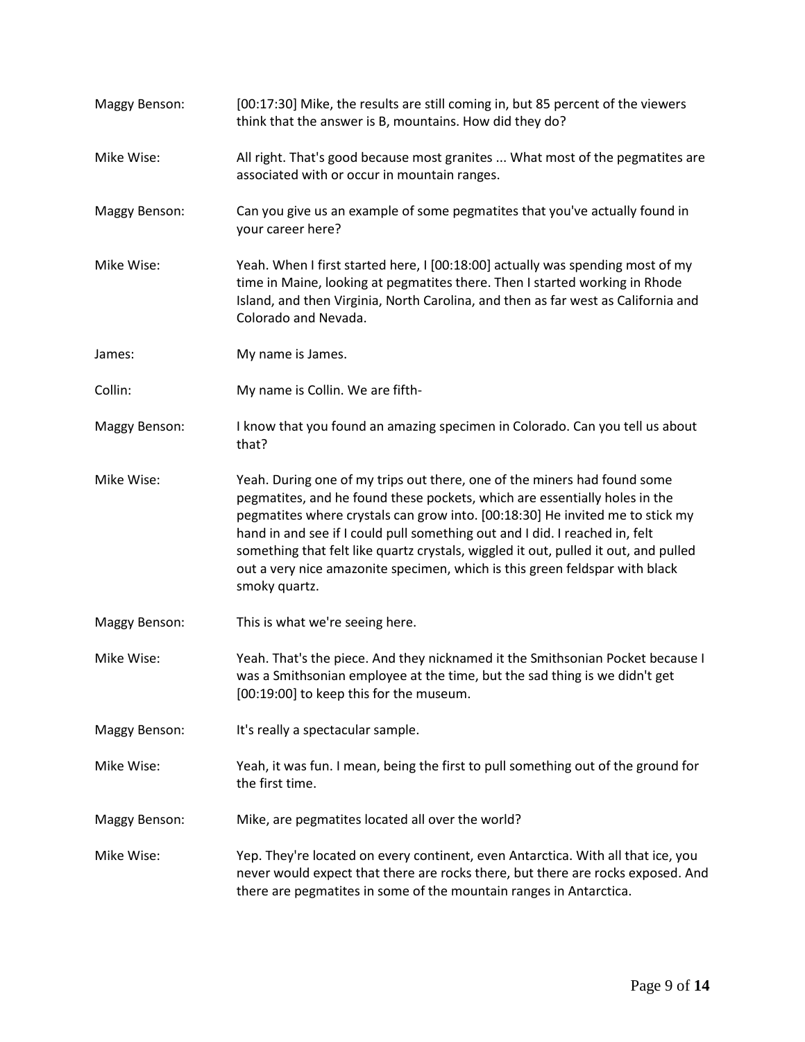Maggy Benson: [00:17:30] Mike, the results are still coming in, but 85 percent of the viewers think that the answer is B, mountains. How did they do?

Mike Wise: All right. That's good because most granites ... What most of the pegmatites are associated with or occur in mountain ranges.

Maggy Benson: Can you give us an example of some pegmatites that you've actually found in your career here?

Mike Wise: Yeah. When I first started here, I [00:18:00] actually was spending most of my time in Maine, looking at pegmatites there. Then I started working in Rhode Island, and then Virginia, North Carolina, and then as far west as California and Colorado and Nevada.

James: My name is James.

Collin: My name is Collin. We are fifth-

Maggy Benson: I know that you found an amazing specimen in Colorado. Can you tell us about that?

Mike Wise: Yeah. During one of my trips out there, one of the miners had found some pegmatites, and he found these pockets, which are essentially holes in the pegmatites where crystals can grow into. [00:18:30] He invited me to stick my hand in and see if I could pull something out and I did. I reached in, felt something that felt like quartz crystals, wiggled it out, pulled it out, and pulled out a very nice amazonite specimen, which is this green feldspar with black smoky quartz.

Maggy Benson: This is what we're seeing here.

Mike Wise: Yeah. That's the piece. And they nicknamed it the Smithsonian Pocket because I was a Smithsonian employee at the time, but the sad thing is we didn't get [00:19:00] to keep this for the museum.

Maggy Benson: It's really a spectacular sample.

Mike Wise: Yeah, it was fun. I mean, being the first to pull something out of the ground for the first time.

Maggy Benson: Mike, are pegmatites located all over the world?

Mike Wise: Yep. They're located on every continent, even Antarctica. With all that ice, you never would expect that there are rocks there, but there are rocks exposed. And there are pegmatites in some of the mountain ranges in Antarctica.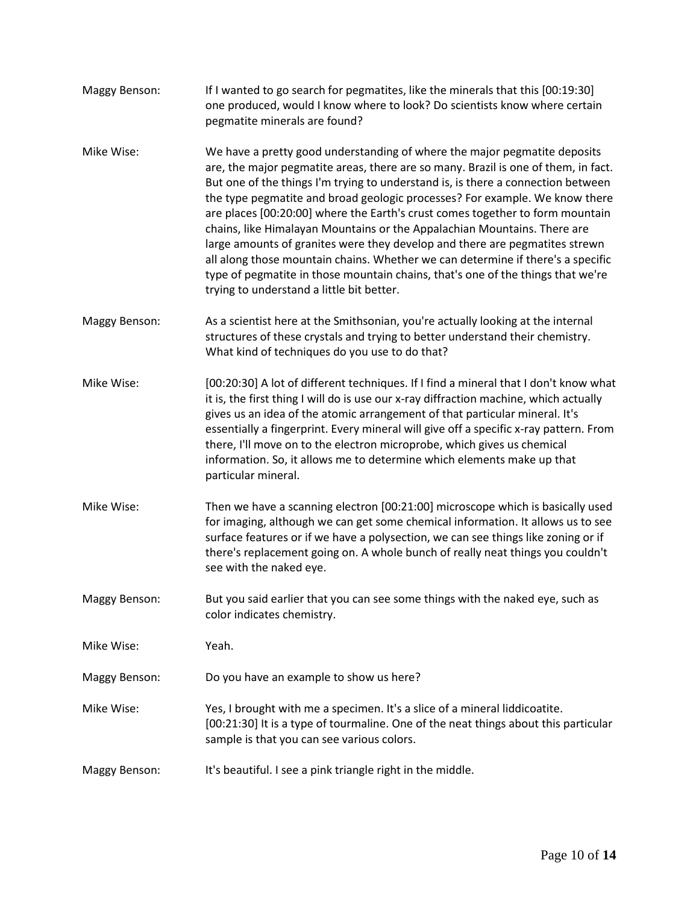Maggy Benson: If I wanted to go search for pegmatites, like the minerals that this [00:19:30] one produced, would I know where to look? Do scientists know where certain pegmatite minerals are found?

Mike Wise: We have a pretty good understanding of where the major pegmatite deposits are, the major pegmatite areas, there are so many. Brazil is one of them, in fact. But one of the things I'm trying to understand is, is there a connection between the type pegmatite and broad geologic processes? For example. We know there are places [00:20:00] where the Earth's crust comes together to form mountain chains, like Himalayan Mountains or the Appalachian Mountains. There are large amounts of granites were they develop and there are pegmatites strewn all along those mountain chains. Whether we can determine if there's a specific type of pegmatite in those mountain chains, that's one of the things that we're trying to understand a little bit better.

Maggy Benson: As a scientist here at the Smithsonian, you're actually looking at the internal structures of these crystals and trying to better understand their chemistry. What kind of techniques do you use to do that?

Mike Wise: [00:20:30] A lot of different techniques. If I find a mineral that I don't know what it is, the first thing I will do is use our x-ray diffraction machine, which actually gives us an idea of the atomic arrangement of that particular mineral. It's essentially a fingerprint. Every mineral will give off a specific x-ray pattern. From there, I'll move on to the electron microprobe, which gives us chemical information. So, it allows me to determine which elements make up that particular mineral.

Mike Wise: Then we have a scanning electron [00:21:00] microscope which is basically used for imaging, although we can get some chemical information. It allows us to see surface features or if we have a polysection, we can see things like zoning or if there's replacement going on. A whole bunch of really neat things you couldn't see with the naked eye.

Maggy Benson: But you said earlier that you can see some things with the naked eye, such as color indicates chemistry.

Mike Wise: Yeah.

Maggy Benson: Do you have an example to show us here?

Mike Wise: Yes, I brought with me a specimen. It's a slice of a mineral liddicoatite. [00:21:30] It is a type of tourmaline. One of the neat things about this particular sample is that you can see various colors.

Maggy Benson: It's beautiful. I see a pink triangle right in the middle.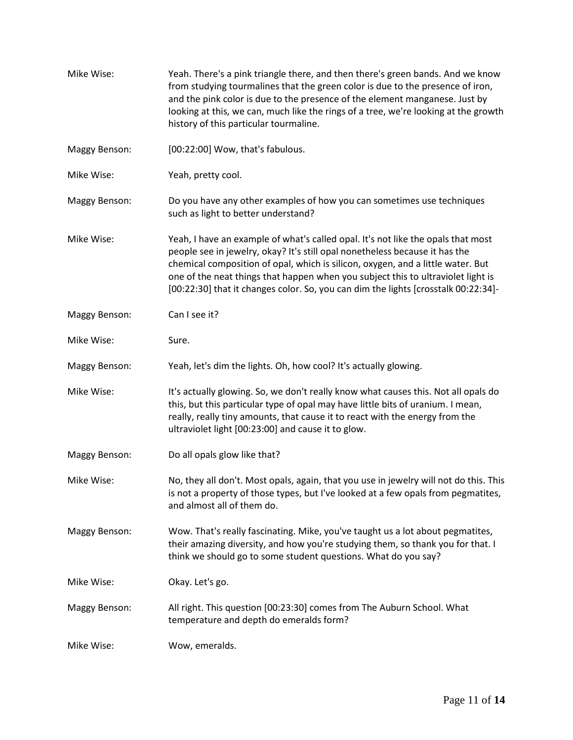Mike Wise: Yeah. There's a pink triangle there, and then there's green bands. And we know from studying tourmalines that the green color is due to the presence of iron, and the pink color is due to the presence of the element manganese. Just by looking at this, we can, much like the rings of a tree, we're looking at the growth history of this particular tourmaline.

Maggy Benson: [00:22:00] Wow, that's fabulous.

Mike Wise: Yeah, pretty cool.

Maggy Benson: Do you have any other examples of how you can sometimes use techniques such as light to better understand?

Mike Wise: Yeah, I have an example of what's called opal. It's not like the opals that most people see in jewelry, okay? It's still opal nonetheless because it has the chemical composition of opal, which is silicon, oxygen, and a little water. But one of the neat things that happen when you subject this to ultraviolet light is [00:22:30] that it changes color. So, you can dim the lights [crosstalk 00:22:34]-

Maggy Benson: Can I see it?

Mike Wise: Sure.

Maggy Benson: Yeah, let's dim the lights. Oh, how cool? It's actually glowing.

Mike Wise: It's actually glowing. So, we don't really know what causes this. Not all opals do this, but this particular type of opal may have little bits of uranium. I mean, really, really tiny amounts, that cause it to react with the energy from the ultraviolet light [00:23:00] and cause it to glow.

Maggy Benson: Do all opals glow like that?

Mike Wise: No, they all don't. Most opals, again, that you use in jewelry will not do this. This is not a property of those types, but I've looked at a few opals from pegmatites, and almost all of them do.

Maggy Benson: Wow. That's really fascinating. Mike, you've taught us a lot about pegmatites, their amazing diversity, and how you're studying them, so thank you for that. I think we should go to some student questions. What do you say?

Mike Wise: Okay. Let's go.

Maggy Benson: All right. This question [00:23:30] comes from The Auburn School. What temperature and depth do emeralds form?

Mike Wise: Wow, emeralds.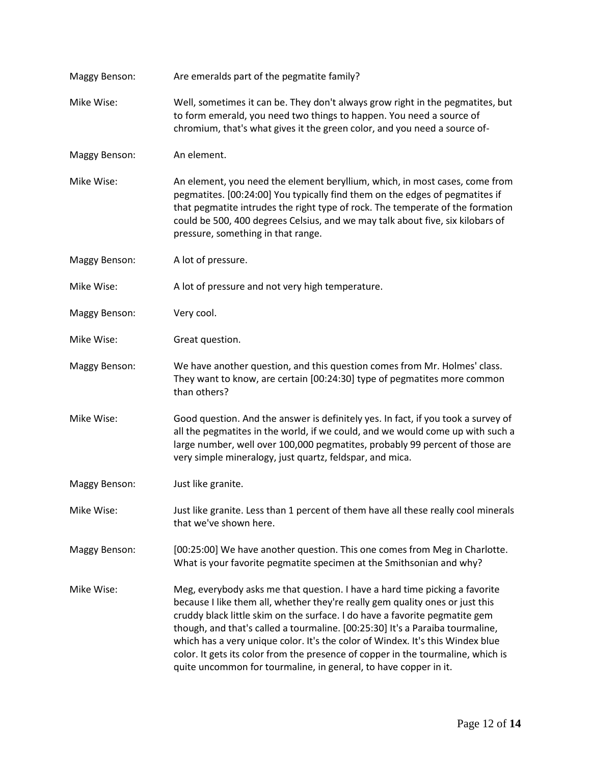Maggy Benson: Are emeralds part of the pegmatite family?

Mike Wise: Well, sometimes it can be. They don't always grow right in the pegmatites, but to form emerald, you need two things to happen. You need a source of chromium, that's what gives it the green color, and you need a source of-

Maggy Benson: An element.

Mike Wise: An element, you need the element beryllium, which, in most cases, come from pegmatites. [00:24:00] You typically find them on the edges of pegmatites if that pegmatite intrudes the right type of rock. The temperate of the formation could be 500, 400 degrees Celsius, and we may talk about five, six kilobars of pressure, something in that range.

Maggy Benson: A lot of pressure.

Mike Wise: A lot of pressure and not very high temperature.

Maggy Benson: Very cool.

Mike Wise: Great question.

Maggy Benson: We have another question, and this question comes from Mr. Holmes' class. They want to know, are certain [00:24:30] type of pegmatites more common than others?

Mike Wise: Good question. And the answer is definitely yes. In fact, if you took a survey of all the pegmatites in the world, if we could, and we would come up with such a large number, well over 100,000 pegmatites, probably 99 percent of those are very simple mineralogy, just quartz, feldspar, and mica.

Maggy Benson: Just like granite.

Mike Wise: Just like granite. Less than 1 percent of them have all these really cool minerals that we've shown here.

Maggy Benson: [00:25:00] We have another question. This one comes from Meg in Charlotte. What is your favorite pegmatite specimen at the Smithsonian and why?

Mike Wise: Meg, everybody asks me that question. I have a hard time picking a favorite because I like them all, whether they're really gem quality ones or just this cruddy black little skim on the surface. I do have a favorite pegmatite gem though, and that's called a tourmaline. [00:25:30] It's a Paraiba tourmaline, which has a very unique color. It's the color of Windex. It's this Windex blue color. It gets its color from the presence of copper in the tourmaline, which is quite uncommon for tourmaline, in general, to have copper in it.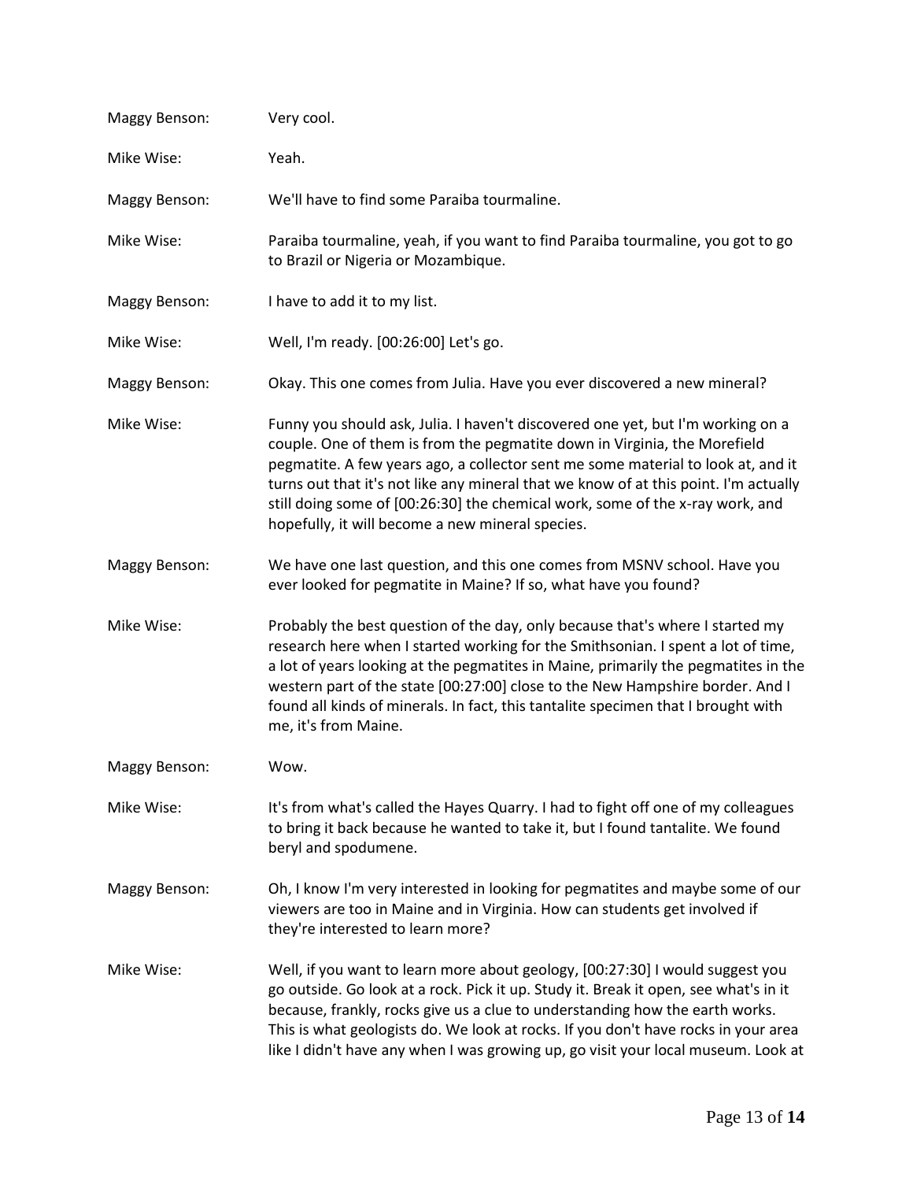Maggy Benson: Very cool.

Mike Wise: Yeah.

Maggy Benson: We'll have to find some Paraiba tourmaline.

Mike Wise: Paraiba tourmaline, yeah, if you want to find Paraiba tourmaline, you got to go to Brazil or Nigeria or Mozambique.

Maggy Benson: I have to add it to my list.

Mike Wise: Well, I'm ready. [00:26:00] Let's go.

Maggy Benson: Okay. This one comes from Julia. Have you ever discovered a new mineral?

Mike Wise: Funny you should ask, Julia. I haven't discovered one yet, but I'm working on a couple. One of them is from the pegmatite down in Virginia, the Morefield pegmatite. A few years ago, a collector sent me some material to look at, and it turns out that it's not like any mineral that we know of at this point. I'm actually still doing some of [00:26:30] the chemical work, some of the x-ray work, and hopefully, it will become a new mineral species.

Maggy Benson: We have one last question, and this one comes from MSNV school. Have you ever looked for pegmatite in Maine? If so, what have you found?

Mike Wise: Probably the best question of the day, only because that's where I started my research here when I started working for the Smithsonian. I spent a lot of time, a lot of years looking at the pegmatites in Maine, primarily the pegmatites in the western part of the state [00:27:00] close to the New Hampshire border. And I found all kinds of minerals. In fact, this tantalite specimen that I brought with me, it's from Maine.

Maggy Benson: Wow.

Mike Wise: It's from what's called the Hayes Quarry. I had to fight off one of my colleagues to bring it back because he wanted to take it, but I found tantalite. We found beryl and spodumene.

Maggy Benson: Oh, I know I'm very interested in looking for pegmatites and maybe some of our viewers are too in Maine and in Virginia. How can students get involved if they're interested to learn more?

Mike Wise: Well, if you want to learn more about geology, [00:27:30] I would suggest you go outside. Go look at a rock. Pick it up. Study it. Break it open, see what's in it because, frankly, rocks give us a clue to understanding how the earth works. This is what geologists do. We look at rocks. If you don't have rocks in your area like I didn't have any when I was growing up, go visit your local museum. Look at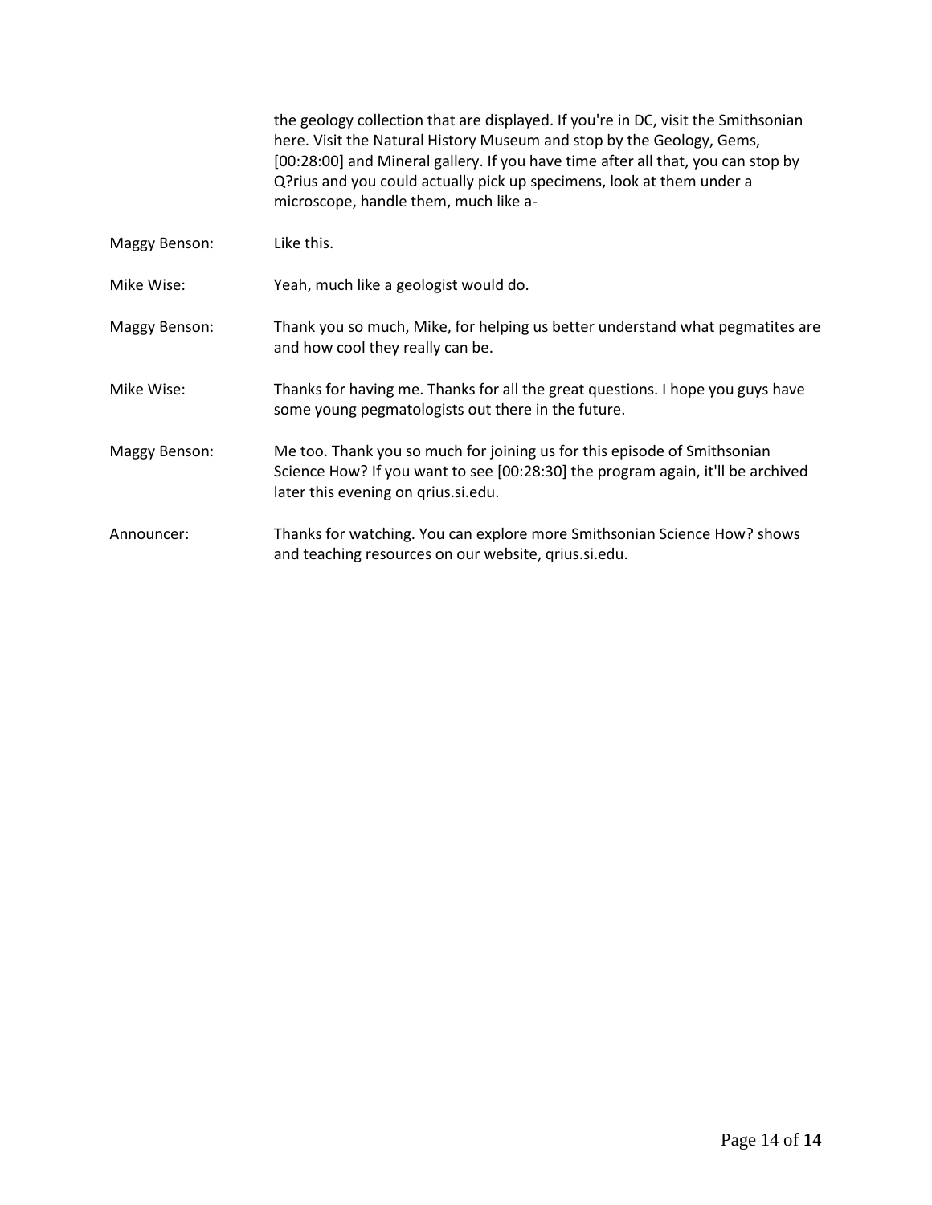the geology collection that are displayed. If you're in DC, visit the Smithsonian here. Visit the Natural History Museum and stop by the Geology, Gems, [00:28:00] and Mineral gallery. If you have time after all that, you can stop by Q?rius and you could actually pick up specimens, look at them under a microscope, handle them, much like a-

Maggy Benson: Like this.

Mike Wise: Yeah, much like a geologist would do.

Maggy Benson: Thank you so much, Mike, for helping us better understand what pegmatites are and how cool they really can be.

Mike Wise: Thanks for having me. Thanks for all the great questions. I hope you guys have some young pegmatologists out there in the future.

Maggy Benson: Me too. Thank you so much for joining us for this episode of Smithsonian Science How? If you want to see [00:28:30] the program again, it'll be archived later this evening on qrius.si.edu.

Announcer: Thanks for watching. You can explore more Smithsonian Science How? shows and teaching resources on our website, qrius.si.edu.